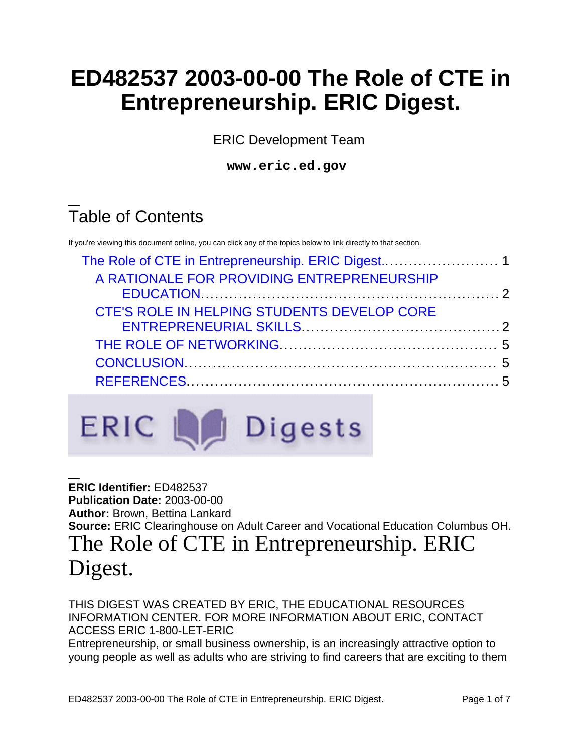# ED482537 2003-00-00 The Role of CTE in Entrepreneurship. ERIC Digest.

ERIC Development Team

**www.eric.ed.gov**

## Table of Contents

If you're viewing this document online, you can click any of the topics below to link directly to that section.

- The Role of CTE in Entrepreneurship. ERIC Digest. .......................... 1
  - A RATIONALE FOR PROVIDING ENTREPRENEURSHIP EDUCATION .......................... 2
  - CTE'S ROLE IN HELPING STUDENTS DEVELOP CORE ENTREPRENEURIAL SKILLS .......................... 2
  - THE ROLE OF NETWORKING .......................... 5
  - CONCLUSION .......................... 5
  - REFERENCES .......................... 5

**ERIC Identifier:** ED482537
**Publication Date:** 2003-00-00
**Author:** Brown, Bettina Lankard
**Source:** ERIC Clearinghouse on Adult Career and Vocational Education Columbus OH.

# The Role of CTE in Entrepreneurship. ERIC Digest.

THIS DIGEST WAS CREATED BY ERIC, THE EDUCATIONAL RESOURCES INFORMATION CENTER. FOR MORE INFORMATION ABOUT ERIC, CONTACT ACCESS ERIC 1-800-LET-ERIC

Entrepreneurship, or small business ownership, is an increasingly attractive option to young people as well as adults who are striving to find careers that are exciting to them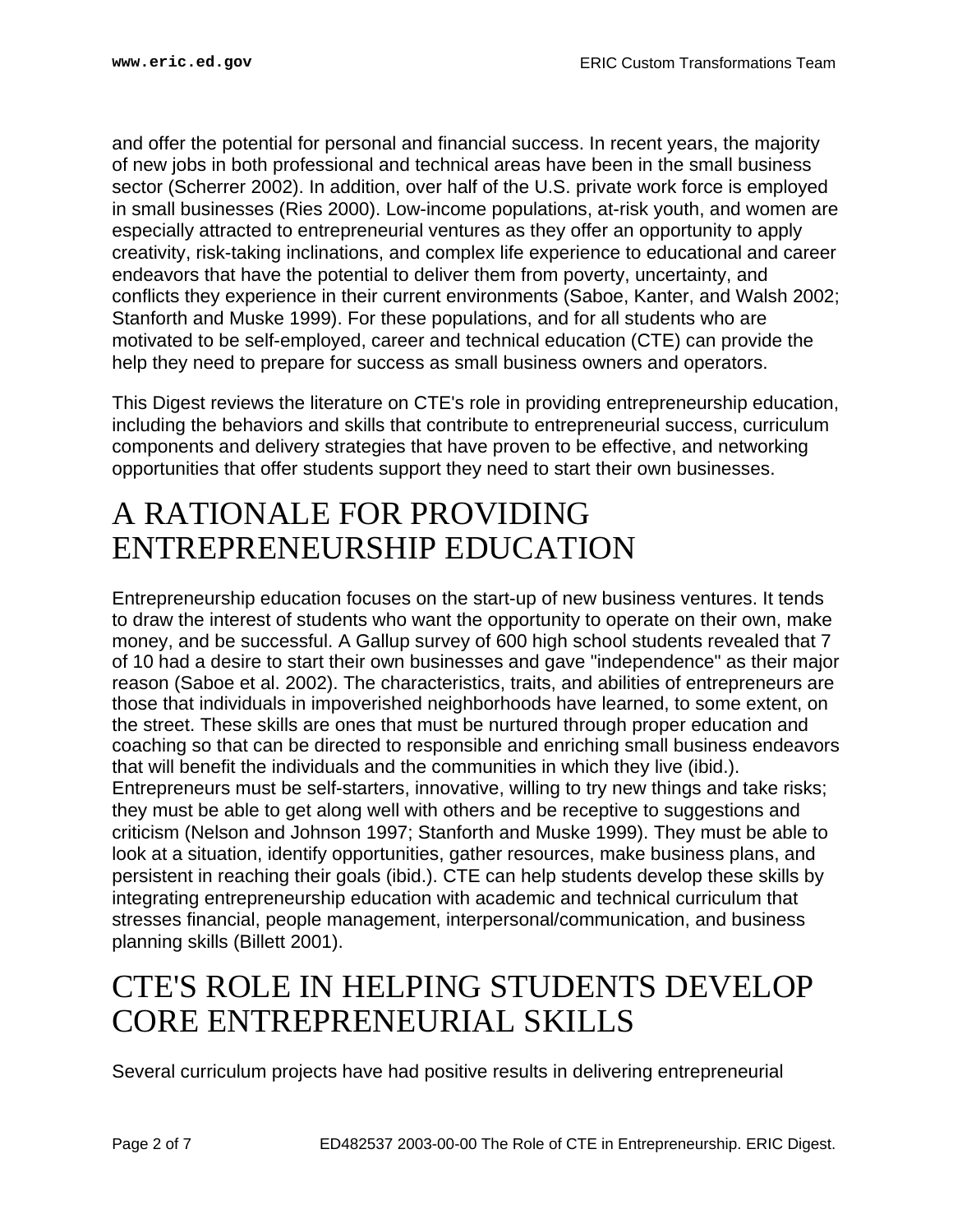and offer the potential for personal and financial success. In recent years, the majority of new jobs in both professional and technical areas have been in the small business sector (Scherrer 2002). In addition, over half of the U.S. private work force is employed in small businesses (Ries 2000). Low-income populations, at-risk youth, and women are especially attracted to entrepreneurial ventures as they offer an opportunity to apply creativity, risk-taking inclinations, and complex life experience to educational and career endeavors that have the potential to deliver them from poverty, uncertainty, and conflicts they experience in their current environments (Saboe, Kanter, and Walsh 2002; Stanforth and Muske 1999). For these populations, and for all students who are motivated to be self-employed, career and technical education (CTE) can provide the help they need to prepare for success as small business owners and operators.

This Digest reviews the literature on CTE's role in providing entrepreneurship education, including the behaviors and skills that contribute to entrepreneurial success, curriculum components and delivery strategies that have proven to be effective, and networking opportunities that offer students support they need to start their own businesses.

# A RATIONALE FOR PROVIDING ENTREPRENEURSHIP EDUCATION

Entrepreneurship education focuses on the start-up of new business ventures. It tends to draw the interest of students who want the opportunity to operate on their own, make money, and be successful. A Gallup survey of 600 high school students revealed that 7 of 10 had a desire to start their own businesses and gave "independence" as their major reason (Saboe et al. 2002). The characteristics, traits, and abilities of entrepreneurs are those that individuals in impoverished neighborhoods have learned, to some extent, on the street. These skills are ones that must be nurtured through proper education and coaching so that can be directed to responsible and enriching small business endeavors that will benefit the individuals and the communities in which they live (ibid.). Entrepreneurs must be self-starters, innovative, willing to try new things and take risks; they must be able to get along well with others and be receptive to suggestions and criticism (Nelson and Johnson 1997; Stanforth and Muske 1999). They must be able to look at a situation, identify opportunities, gather resources, make business plans, and persistent in reaching their goals (ibid.). CTE can help students develop these skills by integrating entrepreneurship education with academic and technical curriculum that stresses financial, people management, interpersonal/communication, and business planning skills (Billett 2001).

# CTE'S ROLE IN HELPING STUDENTS DEVELOP CORE ENTREPRENEURIAL SKILLS

Several curriculum projects have had positive results in delivering entrepreneurial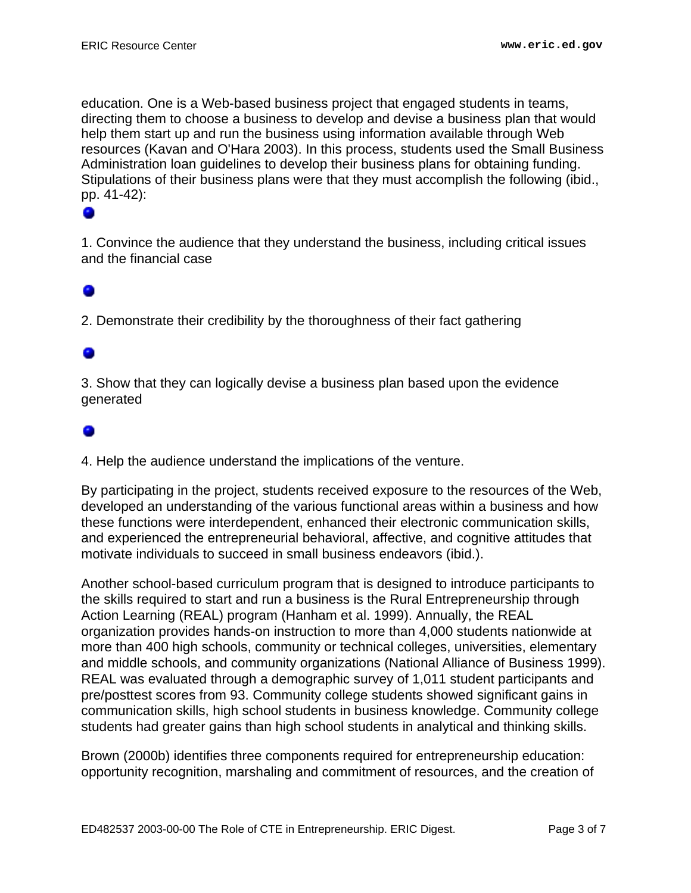education. One is a Web-based business project that engaged students in teams, directing them to choose a business to develop and devise a business plan that would help them start up and run the business using information available through Web resources (Kavan and O'Hara 2003). In this process, students used the Small Business Administration loan guidelines to develop their business plans for obtaining funding. Stipulations of their business plans were that they must accomplish the following (ibid., pp. 41-42):

1. Convince the audience that they understand the business, including critical issues and the financial case

2. Demonstrate their credibility by the thoroughness of their fact gathering

3. Show that they can logically devise a business plan based upon the evidence generated

4. Help the audience understand the implications of the venture.

By participating in the project, students received exposure to the resources of the Web, developed an understanding of the various functional areas within a business and how these functions were interdependent, enhanced their electronic communication skills, and experienced the entrepreneurial behavioral, affective, and cognitive attitudes that motivate individuals to succeed in small business endeavors (ibid.).

Another school-based curriculum program that is designed to introduce participants to the skills required to start and run a business is the Rural Entrepreneurship through Action Learning (REAL) program (Hanham et al. 1999). Annually, the REAL organization provides hands-on instruction to more than 4,000 students nationwide at more than 400 high schools, community or technical colleges, universities, elementary and middle schools, and community organizations (National Alliance of Business 1999). REAL was evaluated through a demographic survey of 1,011 student participants and pre/posttest scores from 93. Community college students showed significant gains in communication skills, high school students in business knowledge. Community college students had greater gains than high school students in analytical and thinking skills.

Brown (2000b) identifies three components required for entrepreneurship education: opportunity recognition, marshaling and commitment of resources, and the creation of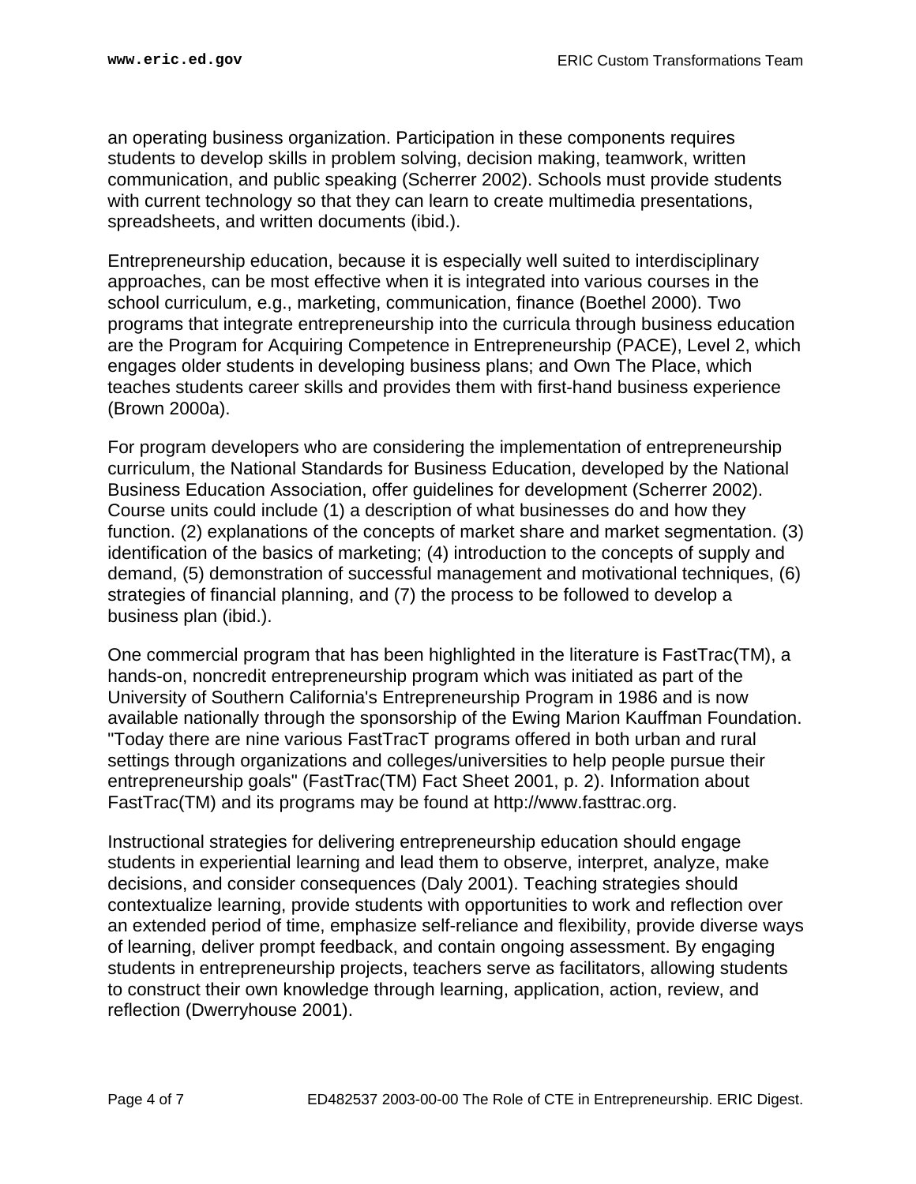an operating business organization. Participation in these components requires students to develop skills in problem solving, decision making, teamwork, written communication, and public speaking (Scherrer 2002). Schools must provide students with current technology so that they can learn to create multimedia presentations, spreadsheets, and written documents (ibid.).

Entrepreneurship education, because it is especially well suited to interdisciplinary approaches, can be most effective when it is integrated into various courses in the school curriculum, e.g., marketing, communication, finance (Boethel 2000). Two programs that integrate entrepreneurship into the curricula through business education are the Program for Acquiring Competence in Entrepreneurship (PACE), Level 2, which engages older students in developing business plans; and Own The Place, which teaches students career skills and provides them with first-hand business experience (Brown 2000a).

For program developers who are considering the implementation of entrepreneurship curriculum, the National Standards for Business Education, developed by the National Business Education Association, offer guidelines for development (Scherrer 2002). Course units could include (1) a description of what businesses do and how they function. (2) explanations of the concepts of market share and market segmentation. (3) identification of the basics of marketing; (4) introduction to the concepts of supply and demand, (5) demonstration of successful management and motivational techniques, (6) strategies of financial planning, and (7) the process to be followed to develop a business plan (ibid.).

One commercial program that has been highlighted in the literature is FastTrac(TM), a hands-on, noncredit entrepreneurship program which was initiated as part of the University of Southern California's Entrepreneurship Program in 1986 and is now available nationally through the sponsorship of the Ewing Marion Kauffman Foundation. "Today there are nine various FastTracT programs offered in both urban and rural settings through organizations and colleges/universities to help people pursue their entrepreneurship goals" (FastTrac(TM) Fact Sheet 2001, p. 2). Information about FastTrac(TM) and its programs may be found at http://www.fasttrac.org.

Instructional strategies for delivering entrepreneurship education should engage students in experiential learning and lead them to observe, interpret, analyze, make decisions, and consider consequences (Daly 2001). Teaching strategies should contextualize learning, provide students with opportunities to work and reflection over an extended period of time, emphasize self-reliance and flexibility, provide diverse ways of learning, deliver prompt feedback, and contain ongoing assessment. By engaging students in entrepreneurship projects, teachers serve as facilitators, allowing students to construct their own knowledge through learning, application, action, review, and reflection (Dwerryhouse 2001).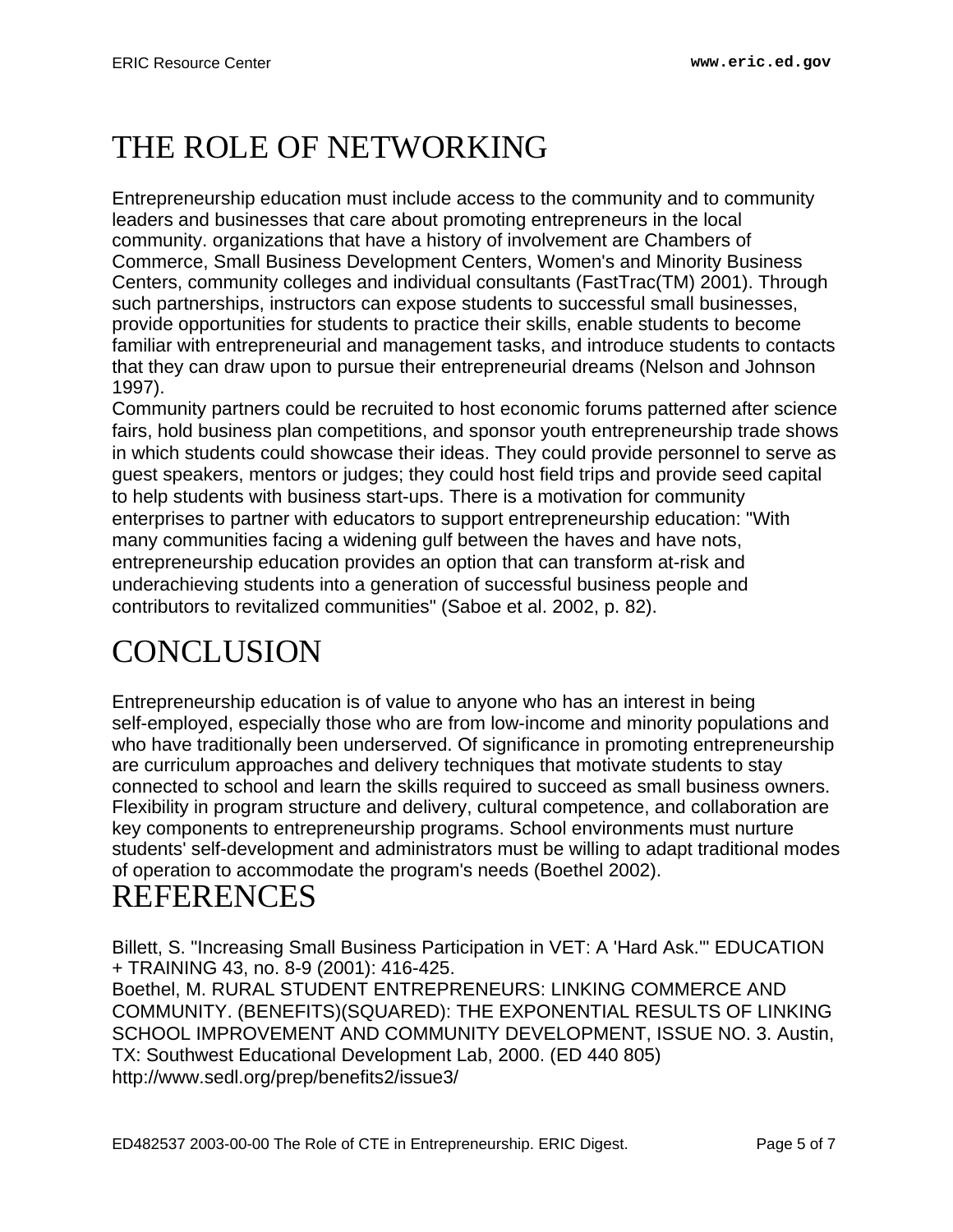# THE ROLE OF NETWORKING

Entrepreneurship education must include access to the community and to community leaders and businesses that care about promoting entrepreneurs in the local community. organizations that have a history of involvement are Chambers of Commerce, Small Business Development Centers, Women's and Minority Business Centers, community colleges and individual consultants (FastTrac(TM) 2001). Through such partnerships, instructors can expose students to successful small businesses, provide opportunities for students to practice their skills, enable students to become familiar with entrepreneurial and management tasks, and introduce students to contacts that they can draw upon to pursue their entrepreneurial dreams (Nelson and Johnson 1997).

Community partners could be recruited to host economic forums patterned after science fairs, hold business plan competitions, and sponsor youth entrepreneurship trade shows in which students could showcase their ideas. They could provide personnel to serve as guest speakers, mentors or judges; they could host field trips and provide seed capital to help students with business start-ups. There is a motivation for community enterprises to partner with educators to support entrepreneurship education: "With many communities facing a widening gulf between the haves and have nots, entrepreneurship education provides an option that can transform at-risk and underachieving students into a generation of successful business people and contributors to revitalized communities" (Saboe et al. 2002, p. 82).

# CONCLUSION

Entrepreneurship education is of value to anyone who has an interest in being self-employed, especially those who are from low-income and minority populations and who have traditionally been underserved. Of significance in promoting entrepreneurship are curriculum approaches and delivery techniques that motivate students to stay connected to school and learn the skills required to succeed as small business owners. Flexibility in program structure and delivery, cultural competence, and collaboration are key components to entrepreneurship programs. School environments must nurture students' self-development and administrators must be willing to adapt traditional modes of operation to accommodate the program's needs (Boethel 2002).

# REFERENCES

Billett, S. "Increasing Small Business Participation in VET: A 'Hard Ask.'" EDUCATION + TRAINING 43, no. 8-9 (2001): 416-425.

Boethel, M. RURAL STUDENT ENTREPRENEURS: LINKING COMMERCE AND COMMUNITY. (BENEFITS)(SQUARED): THE EXPONENTIAL RESULTS OF LINKING SCHOOL IMPROVEMENT AND COMMUNITY DEVELOPMENT, ISSUE NO. 3. Austin, TX: Southwest Educational Development Lab, 2000. (ED 440 805) http://www.sedl.org/prep/benefits2/issue3/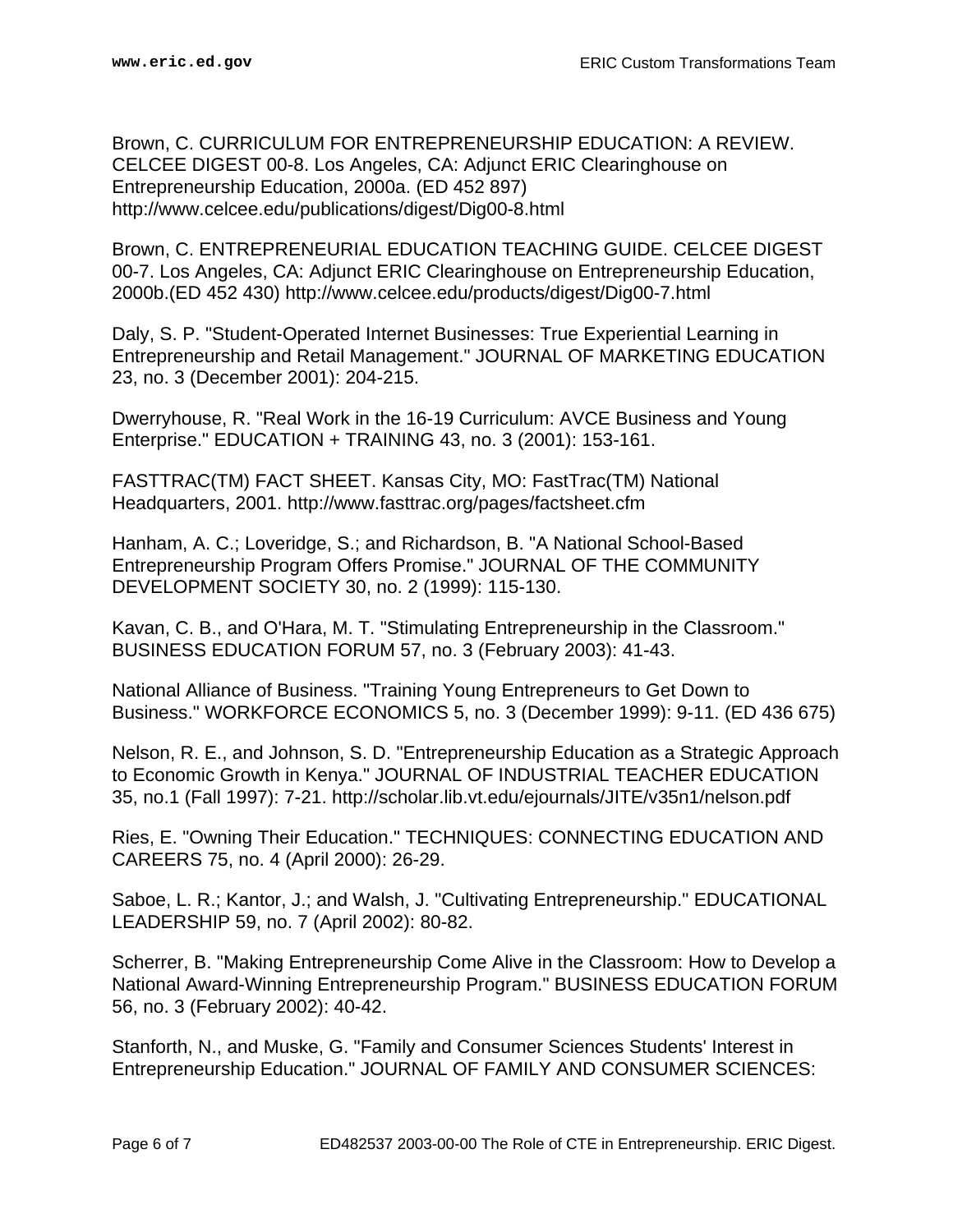Brown, C. CURRICULUM FOR ENTREPRENEURSHIP EDUCATION: A REVIEW. CELCEE DIGEST 00-8. Los Angeles, CA: Adjunct ERIC Clearinghouse on Entrepreneurship Education, 2000a. (ED 452 897) http://www.celcee.edu/publications/digest/Dig00-8.html

Brown, C. ENTREPRENEURIAL EDUCATION TEACHING GUIDE. CELCEE DIGEST 00-7. Los Angeles, CA: Adjunct ERIC Clearinghouse on Entrepreneurship Education, 2000b.(ED 452 430) http://www.celcee.edu/products/digest/Dig00-7.html

Daly, S. P. "Student-Operated Internet Businesses: True Experiential Learning in Entrepreneurship and Retail Management." JOURNAL OF MARKETING EDUCATION 23, no. 3 (December 2001): 204-215.

Dwerryhouse, R. "Real Work in the 16-19 Curriculum: AVCE Business and Young Enterprise." EDUCATION + TRAINING 43, no. 3 (2001): 153-161.

FASTTRAC(TM) FACT SHEET. Kansas City, MO: FastTrac(TM) National Headquarters, 2001. http://www.fasttrac.org/pages/factsheet.cfm

Hanham, A. C.; Loveridge, S.; and Richardson, B. "A National School-Based Entrepreneurship Program Offers Promise." JOURNAL OF THE COMMUNITY DEVELOPMENT SOCIETY 30, no. 2 (1999): 115-130.

Kavan, C. B., and O'Hara, M. T. "Stimulating Entrepreneurship in the Classroom." BUSINESS EDUCATION FORUM 57, no. 3 (February 2003): 41-43.

National Alliance of Business. "Training Young Entrepreneurs to Get Down to Business." WORKFORCE ECONOMICS 5, no. 3 (December 1999): 9-11. (ED 436 675)

Nelson, R. E., and Johnson, S. D. "Entrepreneurship Education as a Strategic Approach to Economic Growth in Kenya." JOURNAL OF INDUSTRIAL TEACHER EDUCATION 35, no.1 (Fall 1997): 7-21. http://scholar.lib.vt.edu/ejournals/JITE/v35n1/nelson.pdf

Ries, E. "Owning Their Education." TECHNIQUES: CONNECTING EDUCATION AND CAREERS 75, no. 4 (April 2000): 26-29.

Saboe, L. R.; Kantor, J.; and Walsh, J. "Cultivating Entrepreneurship." EDUCATIONAL LEADERSHIP 59, no. 7 (April 2002): 80-82.

Scherrer, B. "Making Entrepreneurship Come Alive in the Classroom: How to Develop a National Award-Winning Entrepreneurship Program." BUSINESS EDUCATION FORUM 56, no. 3 (February 2002): 40-42.

Stanforth, N., and Muske, G. "Family and Consumer Sciences Students' Interest in Entrepreneurship Education." JOURNAL OF FAMILY AND CONSUMER SCIENCES: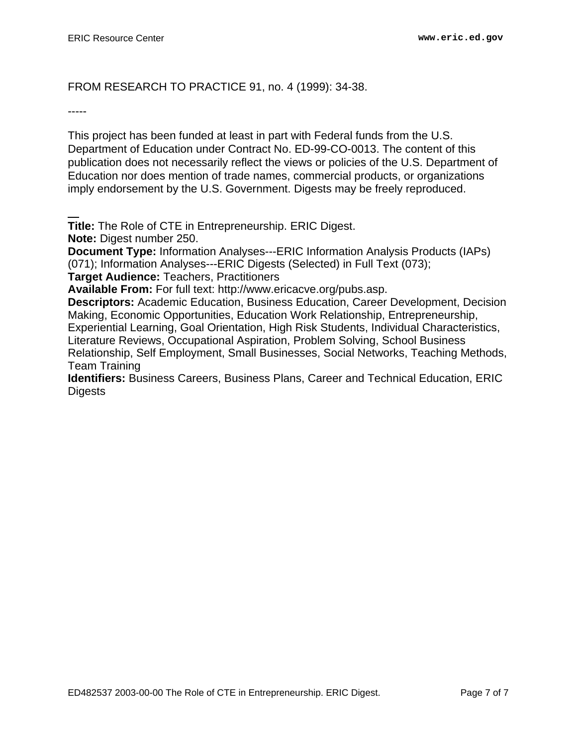FROM RESEARCH TO PRACTICE 91, no. 4 (1999): 34-38.

-----

This project has been funded at least in part with Federal funds from the U.S. Department of Education under Contract No. ED-99-CO-0013. The content of this publication does not necessarily reflect the views or policies of the U.S. Department of Education nor does mention of trade names, commercial products, or organizations imply endorsement by the U.S. Government. Digests may be freely reproduced.

---

**Title:** The Role of CTE in Entrepreneurship. ERIC Digest.
**Note:** Digest number 250.
**Document Type:** Information Analyses---ERIC Information Analysis Products (IAPs) (071); Information Analyses---ERIC Digests (Selected) in Full Text (073);
**Target Audience:** Teachers, Practitioners
**Available From:** For full text: http://www.ericacve.org/pubs.asp.
**Descriptors:** Academic Education, Business Education, Career Development, Decision Making, Economic Opportunities, Education Work Relationship, Entrepreneurship, Experiential Learning, Goal Orientation, High Risk Students, Individual Characteristics, Literature Reviews, Occupational Aspiration, Problem Solving, School Business Relationship, Self Employment, Small Businesses, Social Networks, Teaching Methods, Team Training
**Identifiers:** Business Careers, Business Plans, Career and Technical Education, ERIC Digests